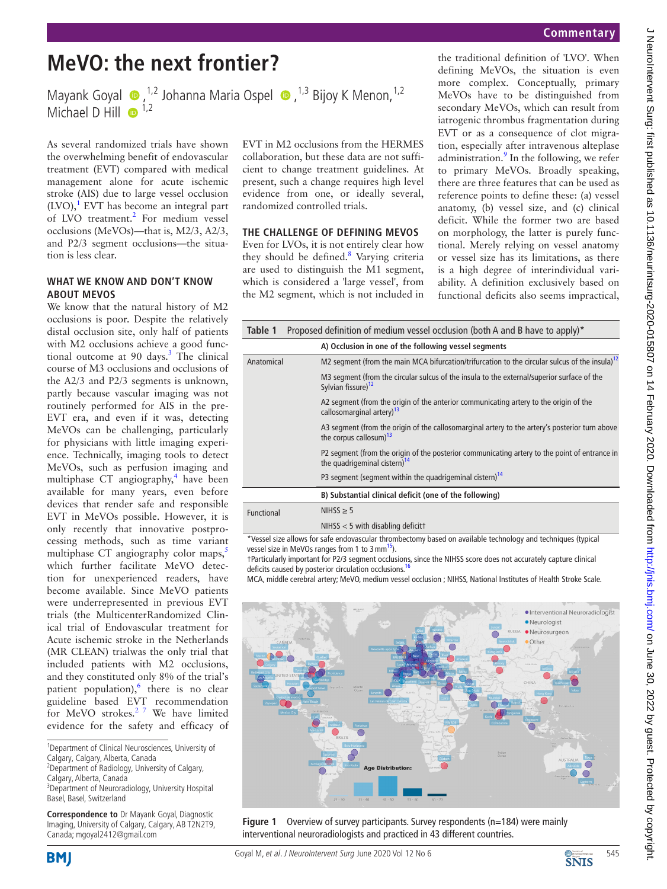Commentary

# MeVO: the next frontier?

Mayank Goyal [1,2] Johanna Maria Ospel [1,3] Bijoy K Menon [1,2] Michael D Hill [1,2]

As several randomized trials have shown the overwhelming benefit of endovascular treatment (EVT) compared with medical management alone for acute ischemic stroke (AIS) due to large vessel occlusion (LVO),[1] EVT has become an integral part of LVO treatment.[2] For medium vessel occlusions (MeVOs)—that is, M2/3, A2/3, and P2/3 segment occlusions—the situation is less clear.

## WHAT WE KNOW AND DON'T KNOW ABOUT MEVOS

We know that the natural history of M2 occlusions is poor. Despite the relatively distal occlusion site, only half of patients with M2 occlusions achieve a good functional outcome at 90 days.[3] The clinical course of M3 occlusions and occlusions of the A2/3 and P2/3 segments is unknown, partly because vascular imaging was not routinely performed for AIS in the pre-EVT era, and even if it was, detecting MeVOs can be challenging, particularly for physicians with little imaging experience. Technically, imaging tools to detect MeVOs, such as perfusion imaging and multiphase CT angiography,[4] have been available for many years, even before devices that render safe and responsible EVT in MeVOs possible. However, it is only recently that innovative postprocessing methods, such as time variant multiphase CT angiography color maps,[5] which further facilitate MeVO detection for unexperienced readers, have become available. Since MeVO patients were underrepresented in previous EVT trials (the MulticenterRandomized Clinical trial of Endovascular treatment for Acute ischemic stroke in the Netherlands (MR CLEAN) trialwas the only trial that included patients with M2 occlusions, and they constituted only 8% of the trial's patient population),[6] there is no clear guideline based EVT recommendation for MeVO strokes.[2 7] We have limited evidence for the safety and efficacy of EVT in M2 occlusions from the HERMES collaboration, but these data are not sufficient to change treatment guidelines. At present, such a change requires high level evidence from one, or ideally several, randomized controlled trials.

## THE CHALLENGE OF DEFINING MEVOS

Even for LVOs, it is not entirely clear how they should be defined.[8] Varying criteria are used to distinguish the M1 segment, which is considered a 'large vessel', from the M2 segment, which is not included in the traditional definition of 'LVO'. When defining MeVOs, the situation is even more complex. Conceptually, primary MeVOs have to be distinguished from secondary MeVOs, which can result from iatrogenic thrombus fragmentation during EVT or as a consequence of clot migration, especially after intravenous alteplase administration.[9] In the following, we refer to primary MeVOs. Broadly speaking, there are three features that can be used as reference points to define these: (a) vessel anatomy, (b) vessel size, and (c) clinical deficit. While the former two are based on morphology, the latter is purely functional. Merely relying on vessel anatomy or vessel size has its limitations, as there is a high degree of interindividual variability. A definition exclusively based on functional deficits also seems impractical,

**Table 1** Proposed definition of medium vessel occlusion (both A and B have to apply)*

| | A) Occlusion in one of the following vessel segments |
|---|---|
| Anatomical | M2 segment (from the main MCA bifurcation/trifurcation to the circular sulcus of the insula)[12] |
| | M3 segment (from the circular sulcus of the insula to the external/superior surface of the Sylvian fissure)[12] |
| | A2 segment (from the origin of the anterior communicating artery to the origin of the callosomarginal artery)[13] |
| | A3 segment (from the origin of the callosomarginal artery to the artery's posterior turn above the corpus callosum)[13] |
| | P2 segment (from the origin of the posterior communicating artery to the point of entrance in the quadrigeminal cistern)[14] |
| | P3 segment (segment within the quadrigeminal cistern)[14] |
| | **B) Substantial clinical deficit (one of the following)** |
| Functional | NIHSS ≥ 5 |
| | NIHSS < 5 with disabling deficit† |

*Vessel size allows for safe endovascular thrombectomy based on available technology and techniques (typical vessel size in MeVOs ranges from 1 to 3 mm[15]).
†Particularly important for P2/3 segment occlusions, since the NIHSS score does not accurately capture clinical deficits caused by posterior circulation occlusions.[16]
MCA, middle cerebral artery; MeVO, medium vessel occlusion ; NIHSS, National Institutes of Health Stroke Scale.

**Figure 1** Overview of survey participants. Survey respondents (n=184) were mainly interventional neuroradiologists and practiced in 43 different countries.

[1]Department of Clinical Neurosciences, University of Calgary, Calgary, Alberta, Canada
[2]Department of Radiology, University of Calgary, Calgary, Alberta, Canada
[3]Department of Neuroradiology, University Hospital Basel, Basel, Switzerland

**Correspondence to** Dr Mayank Goyal, Diagnostic Imaging, University of Calgary, Calgary, AB T2N2T9, Canada; mgoyal2412@gmail.com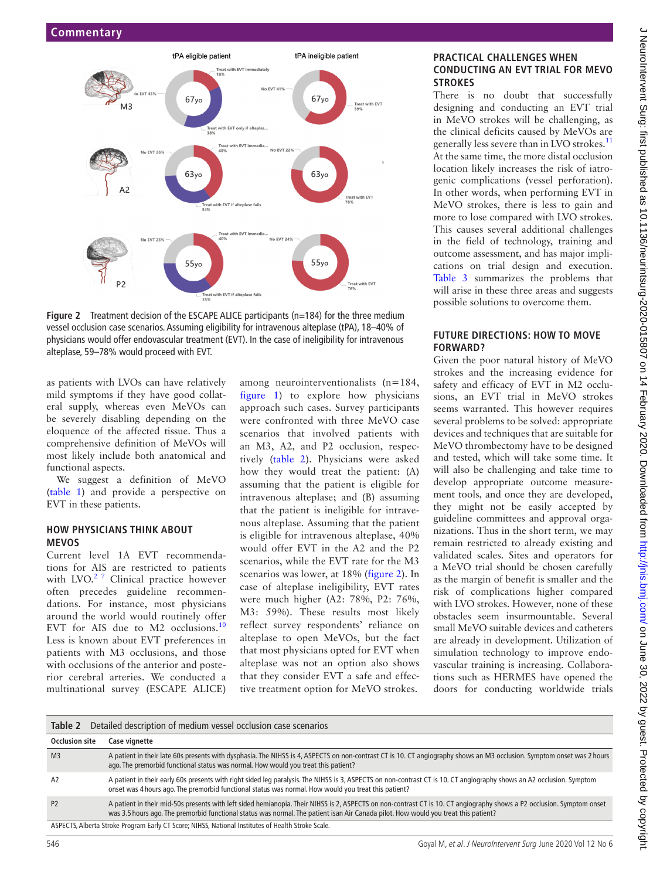Figure 2 Treatment decision of the ESCAPE ALICE participants (n=184) for the three medium vessel occlusion case scenarios. Assuming eligibility for intravenous alteplase (tPA), 18–40% of physicians would offer endovascular treatment (EVT). In the case of ineligibility for intravenous alteplase, 59–78% would proceed with EVT.

as patients with LVOs can have relatively mild symptoms if they have good collateral supply, whereas even MeVOs can be severely disabling depending on the eloquence of the affected tissue. Thus a comprehensive definition of MeVOs will most likely include both anatomical and functional aspects.

We suggest a definition of MeVO (table 1) and provide a perspective on EVT in these patients.

## HOW PHYSICIANS THINK ABOUT MEVOS

Current level 1A EVT recommendations for AIS are restricted to patients with LVO.[2 7] Clinical practice however often precedes guideline recommendations. For instance, most physicians around the world would routinely offer EVT for AIS due to M2 occlusions.[10] Less is known about EVT preferences in patients with M3 occlusions, and those with occlusions of the anterior and posterior cerebral arteries. We conducted a multinational survey (ESCAPE ALICE) among neurointerventionalists (n=184, figure 1) to explore how physicians approach such cases. Survey participants were confronted with three MeVO case scenarios that involved patients with an M3, A2, and P2 occlusion, respectively (table 2). Physicians were asked how they would treat the patient: (A) assuming that the patient is eligible for intravenous alteplase; and (B) assuming that the patient is ineligible for intravenous alteplase. Assuming that the patient is eligible for intravenous alteplase, 40% would offer EVT in the A2 and the P2 scenarios, while the EVT rate for the M3 scenarios was lower, at 18% (figure 2). In case of alteplase ineligibility, EVT rates were much higher (A2: 78%, P2: 76%, M3: 59%). These results most likely reflect respondents' reliance on alteplase to open MeVOs, but the fact that most physicians opted for EVT when alteplase was not an option also shows that they consider EVT a safe and effective treatment option for MeVO strokes.

## PRACTICAL CHALLENGES WHEN CONDUCTING AN EVT TRIAL FOR MEVO STROKES

There is no doubt that successfully designing and conducting an EVT trial in MeVO strokes will be challenging, as the clinical deficits caused by MeVOs are generally less severe than in LVO strokes.[11] At the same time, the more distal occlusion location likely increases the risk of iatrogenic complications (vessel perforation). In other words, when performing EVT in MeVO strokes, there is less to gain and more to lose compared with LVO strokes. This causes several additional challenges in the field of technology, training and outcome assessment, and has major implications on trial design and execution. Table 3 summarizes the problems that will arise in these three areas and suggests possible solutions to overcome them.

## FUTURE DIRECTIONS: HOW TO MOVE FORWARD?

Given the poor natural history of MeVO strokes and the increasing evidence for safety and efficacy of EVT in M2 occlusions, an EVT trial in MeVO strokes seems warranted. This however requires several problems to be solved: appropriate devices and techniques that are suitable for MeVO thrombectomy have to be designed and tested, which will take some time. It will also be challenging and take time to develop appropriate outcome measurement tools, and once they are developed, they might not be easily accepted by guideline committees and approval organizations. Thus in the short term, we may remain restricted to already existing and validated scales. Sites and operators for a MeVO trial should be chosen carefully as the margin of benefit is smaller and the risk of complications higher compared with LVO strokes. However, none of these obstacles seem insurmountable. Several small MeVO suitable devices and catheters are already in development. Utilization of simulation technology to improve endovascular training is increasing. Collaborations such as HERMES have opened the doors for conducting worldwide trials

**Table 2** Detailed description of medium vessel occlusion case scenarios

| Occlusion site | Case vignette |
|---|---|
| M3 | A patient in their late 60s presents with dysphasia. The NIHSS is 4, ASPECTS on non-contrast CT is 10. CT angiography shows an M3 occlusion. Symptom onset was 2 hours ago. The premorbid functional status was normal. How would you treat this patient? |
| A2 | A patient in their early 60s presents with right sided leg paralysis. The NIHSS is 3, ASPECTS on non-contrast CT is 10. CT angiography shows an A2 occlusion. Symptom onset was 4 hours ago. The premorbid functional status was normal. How would you treat this patient? |
| P2 | A patient in their mid-50s presents with left sided hemianopia. Their NIHSS is 2, ASPECTS on non-contrast CT is 10. CT angiography shows a P2 occlusion. Symptom onset was 3.5 hours ago. The premorbid functional status was normal. The patient isan Air Canada pilot. How would you treat this patient? |

ASPECTS, Alberta Stroke Program Early CT Score; NIHSS, National Institutes of Health Stroke Scale.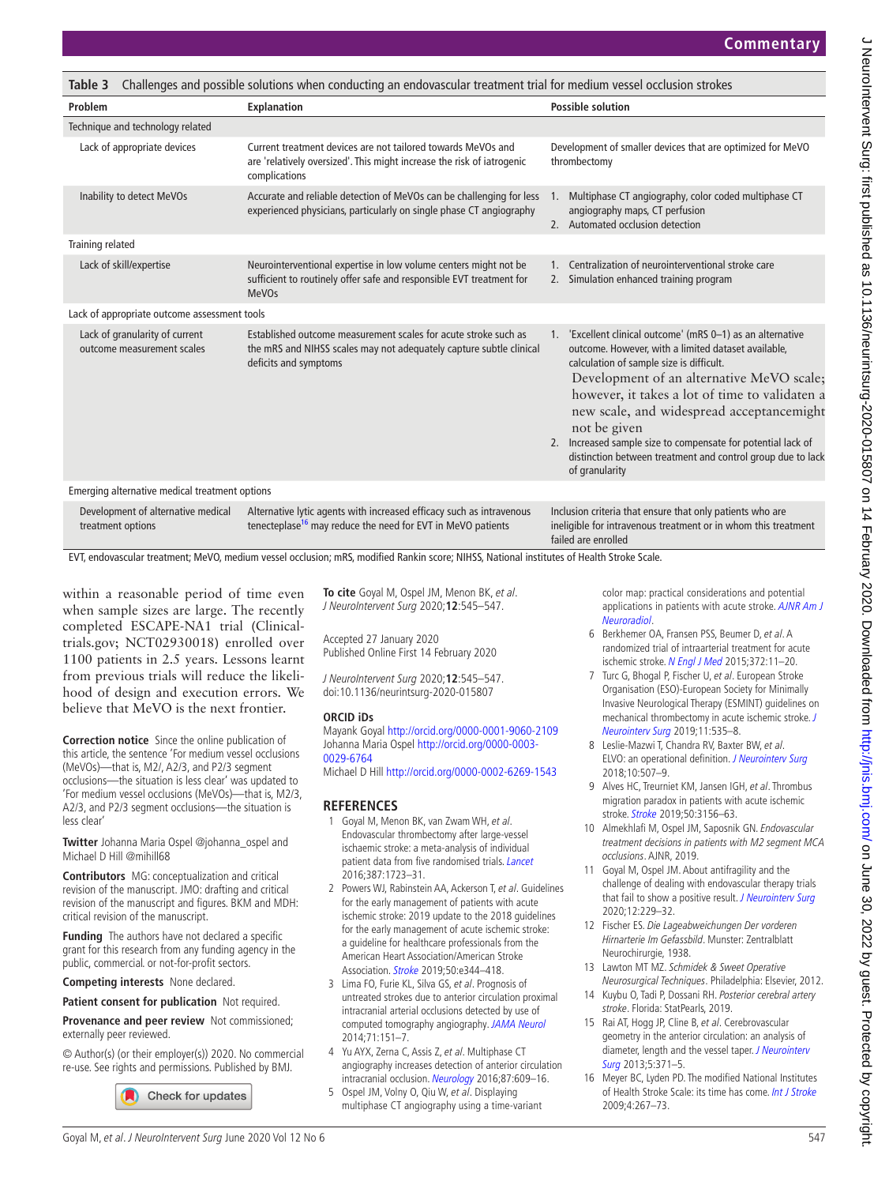**Table 3** Challenges and possible solutions when conducting an endovascular treatment trial for medium vessel occlusion strokes

| Problem | Explanation | Possible solution |
|---|---|---|
| Technique and technology related | | |
| Lack of appropriate devices | Current treatment devices are not tailored towards MeVOs and are 'relatively oversized'. This might increase the risk of iatrogenic complications | Development of smaller devices that are optimized for MeVO thrombectomy |
| Inability to detect MeVOs | Accurate and reliable detection of MeVOs can be challenging for less experienced physicians, particularly on single phase CT angiography | 1. Multiphase CT angiography, color coded multiphase CT angiography maps, CT perfusion 2. Automated occlusion detection |
| Training related | | |
| Lack of skill/expertise | Neurointerventional expertise in low volume centers might not be sufficient to routinely offer safe and responsible EVT treatment for MeVOs | 1. Centralization of neurointerventional stroke care 2. Simulation enhanced training program |
| Lack of appropriate outcome assessment tools | | |
| Lack of granularity of current outcome measurement scales | Established outcome measurement scales for acute stroke such as the mRS and NIHSS scales may not adequately capture subtle clinical deficits and symptoms | 1. 'Excellent clinical outcome' (mRS 0–1) as an alternative outcome. However, with a limited dataset available, calculation of sample size is difficult. Development of an alternative MeVO scale; however, it takes a lot of time to validaten a new scale, and widespread acceptancemight not be given 2. Increased sample size to compensate for potential lack of distinction between treatment and control group due to lack of granularity |
| Emerging alternative medical treatment options | | |
| Development of alternative medical treatment options | Alternative lytic agents with increased efficacy such as intravenous tenecteplase[16] may reduce the need for EVT in MeVO patients | Inclusion criteria that ensure that only patients who are ineligible for intravenous treatment or in whom this treatment failed are enrolled |

EVT, endovascular treatment; MeVO, medium vessel occlusion; mRS, modified Rankin score; NIHSS, National institutes of Health Stroke Scale.

within a reasonable period of time even when sample sizes are large. The recently completed ESCAPE-NA1 trial (Clinicaltrials.gov; NCT02930018) enrolled over 1100 patients in 2.5 years. Lessons learnt from previous trials will reduce the likelihood of design and execution errors. We believe that MeVO is the next frontier.

**Correction notice** Since the online publication of this article, the sentence 'For medium vessel occlusions (MeVOs)—that is, M2/, A2/3, and P2/3 segment occlusions—the situation is less clear' was updated to 'For medium vessel occlusions (MeVOs)—that is, M2/3, A2/3, and P2/3 segment occlusions—the situation is less clear'

**Twitter** Johanna Maria Ospel @johanna_ospel and Michael D Hill @mihill68

**Contributors** MG: conceptualization and critical revision of the manuscript. JMO: drafting and critical revision of the manuscript and figures. BKM and MDH: critical revision of the manuscript.

**Funding** The authors have not declared a specific grant for this research from any funding agency in the public, commercial or not-for-profit sectors.

**Competing interests** None declared.

**Patient consent for publication** Not required.

**Provenance and peer review** Not commissioned; externally peer reviewed.

© Author(s) (or their employer(s)) 2020. No commercial re-use. See rights and permissions. Published by BMJ.

**To cite** Goyal M, Ospel JM, Menon BK, *et al*. *J NeuroIntervent Surg* 2020;**12**:545–547.

Accepted 27 January 2020
Published Online First 14 February 2020

*J NeuroIntervent Surg* 2020;**12**:545–547.
doi:10.1136/neurintsurg-2020-015807

**ORCID iDs**
Mayank Goyal http://orcid.org/0000-0001-9060-2109
Johanna Maria Ospel http://orcid.org/0000-0003-0029-6764
Michael D Hill http://orcid.org/0000-0002-6269-1543

## REFERENCES

1. Goyal M, Menon BK, van Zwam WH, *et al*. Endovascular thrombectomy after large-vessel ischaemic stroke: a meta-analysis of individual patient data from five randomised trials. *Lancet* 2016;387:1723–31.
2. Powers WJ, Rabinstein AA, Ackerson T, *et al*. Guidelines for the early management of patients with acute ischemic stroke: 2019 update to the 2018 guidelines for the early management of acute ischemic stroke: a guideline for healthcare professionals from the American Heart Association/American Stroke Association. *Stroke* 2019;50:e344–418.
3. Lima FO, Furie KL, Silva GS, *et al*. Prognosis of untreated strokes due to anterior circulation proximal intracranial arterial occlusions detected by use of computed tomography angiography. *JAMA Neurol* 2014;71:151–7.
4. Yu AYX, Zerna C, Assis Z, *et al*. Multiphase CT angiography increases detection of anterior circulation intracranial occlusion. *Neurology* 2016;87:609–16.
5. Ospel JM, Volny O, Qiu W, *et al*. Displaying multiphase CT angiography using a time-variant color map: practical considerations and potential applications in patients with acute stroke. *AJNR Am J Neuroradiol*.
6. Berkhemer OA, Fransen PSS, Beumer D, *et al*. A randomized trial of intraarterial treatment for acute ischemic stroke. *N Engl J Med* 2015;372:11–20.
7. Turc G, Bhogal P, Fischer U, *et al*. European Stroke Organisation (ESO)-European Society for Minimally Invasive Neurological Therapy (ESMINT) guidelines on mechanical thrombectomy in acute ischemic stroke. *J Neurointerv Surg* 2019;11:535–8.
8. Leslie-Mazwi T, Chandra RV, Baxter BW, *et al*. ELVO: an operational definition. *J Neurointerv Surg* 2018;10:507–9.
9. Alves HC, Treurniet KM, Jansen IGH, *et al*. Thrombus migration paradox in patients with acute ischemic stroke. *Stroke* 2019;50:3156–63.
10. Almekhlafi M, Ospel JM, Saposnik GN. *Endovascular treatment decisions in patients with M2 segment MCA occlusions*. AJNR, 2019.
11. Goyal M, Ospel JM. About antifragility and the challenge of dealing with endovascular therapy trials that fail to show a positive result. *J Neurointerv Surg* 2020;12:229–32.
12. Fischer ES. *Die Lageabweichungen Der vorderen Hirnarterie Im Gefassbild*. Munster: Zentralblatt Neurochirurgie, 1938.
13. Lawton MT MZ. *Schmidek & Sweet Operative Neurosurgical Techniques*. Philadelphia: Elsevier, 2012.
14. Kuybu O, Tadi P, Dossani RH. *Posterior cerebral artery stroke*. Florida: StatPearls, 2019.
15. Rai AT, Hogg JP, Cline B, *et al*. Cerebrovascular geometry in the anterior circulation: an analysis of diameter, length and the vessel taper. *J Neurointerv Surg* 2013;5:371–5.
16. Meyer BC, Lyden PD. The modified National Institutes of Health Stroke Scale: its time has come. *Int J Stroke* 2009;4:267–73.